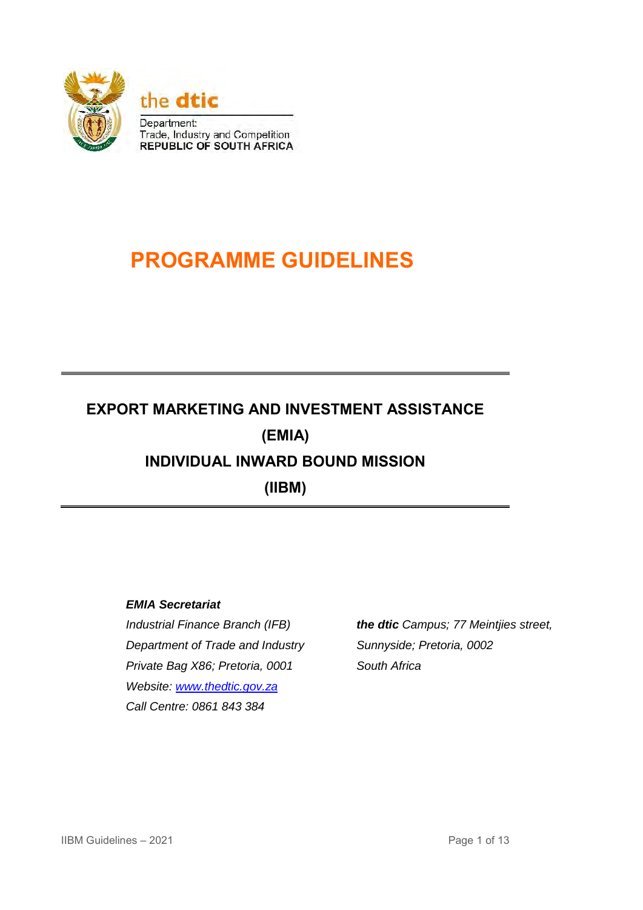the **dtic**

Department:
Trade, Industry and Competition
REPUBLIC OF SOUTH AFRICA

# PROGRAMME GUIDELINES

## EXPORT MARKETING AND INVESTMENT ASSISTANCE (EMIA)

## INDIVIDUAL INWARD BOUND MISSION (IIBM)

***EMIA Secretariat***

*Industrial Finance Branch (IFB)*
*Department of Trade and Industry*
*Private Bag X86; Pretoria, 0001*
*Website: [www.thedtic.gov.za](http://www.thedtic.gov.za)*
*Call Centre: 0861 843 384*

***the dtic** Campus; 77 Meintjies street,*
*Sunnyside; Pretoria, 0002*
*South Africa*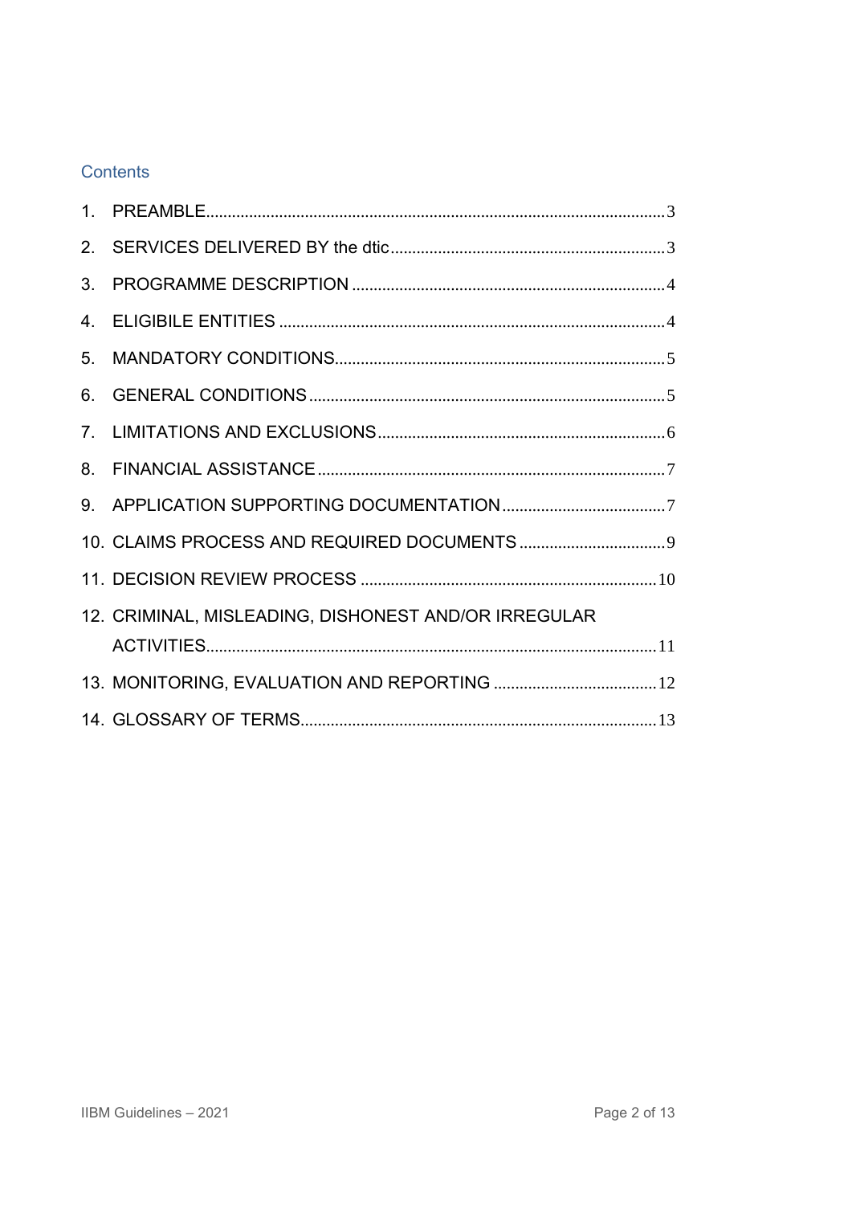## Contents

1. PREAMBLE ........ 3
2. SERVICES DELIVERED BY the dtic ........ 3
3. PROGRAMME DESCRIPTION ........ 4
4. ELIGIBILE ENTITIES ........ 4
5. MANDATORY CONDITIONS ........ 5
6. GENERAL CONDITIONS ........ 5
7. LIMITATIONS AND EXCLUSIONS ........ 6
8. FINANCIAL ASSISTANCE ........ 7
9. APPLICATION SUPPORTING DOCUMENTATION ........ 7
10. CLAIMS PROCESS AND REQUIRED DOCUMENTS ........ 9
11. DECISION REVIEW PROCESS ........ 10
12. CRIMINAL, MISLEADING, DISHONEST AND/OR IRREGULAR ACTIVITIES ........ 11
13. MONITORING, EVALUATION AND REPORTING ........ 12
14. GLOSSARY OF TERMS ........ 13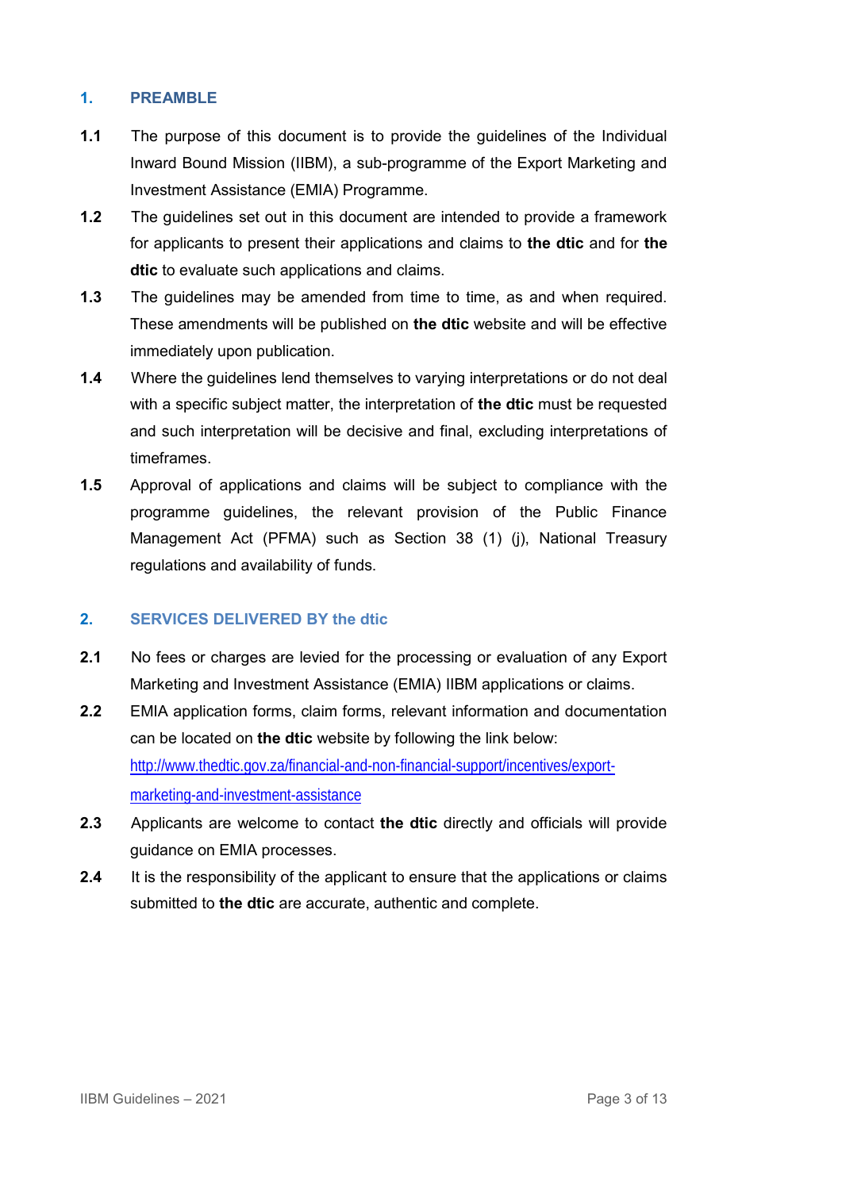## 1. PREAMBLE

**1.1** The purpose of this document is to provide the guidelines of the Individual Inward Bound Mission (IIBM), a sub-programme of the Export Marketing and Investment Assistance (EMIA) Programme.

**1.2** The guidelines set out in this document are intended to provide a framework for applicants to present their applications and claims to **the dtic** and for **the dtic** to evaluate such applications and claims.

**1.3** The guidelines may be amended from time to time, as and when required. These amendments will be published on **the dtic** website and will be effective immediately upon publication.

**1.4** Where the guidelines lend themselves to varying interpretations or do not deal with a specific subject matter, the interpretation of **the dtic** must be requested and such interpretation will be decisive and final, excluding interpretations of timeframes.

**1.5** Approval of applications and claims will be subject to compliance with the programme guidelines, the relevant provision of the Public Finance Management Act (PFMA) such as Section 38 (1) (j), National Treasury regulations and availability of funds.

## 2. SERVICES DELIVERED BY the dtic

**2.1** No fees or charges are levied for the processing or evaluation of any Export Marketing and Investment Assistance (EMIA) IIBM applications or claims.

**2.2** EMIA application forms, claim forms, relevant information and documentation can be located on **the dtic** website by following the link below: http://www.thedtic.gov.za/financial-and-non-financial-support/incentives/export-marketing-and-investment-assistance

**2.3** Applicants are welcome to contact **the dtic** directly and officials will provide guidance on EMIA processes.

**2.4** It is the responsibility of the applicant to ensure that the applications or claims submitted to **the dtic** are accurate, authentic and complete.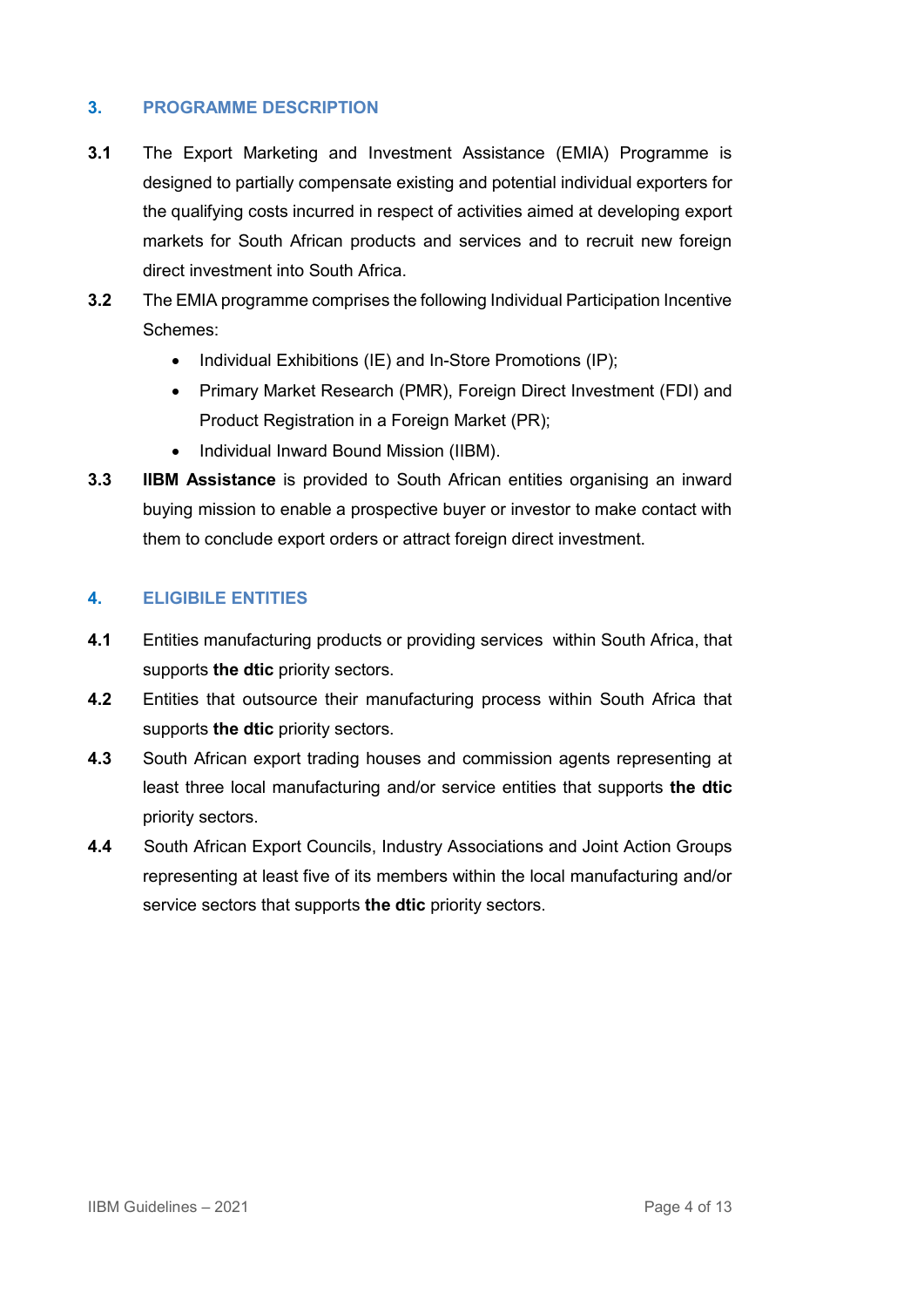## 3. PROGRAMME DESCRIPTION

**3.1** The Export Marketing and Investment Assistance (EMIA) Programme is designed to partially compensate existing and potential individual exporters for the qualifying costs incurred in respect of activities aimed at developing export markets for South African products and services and to recruit new foreign direct investment into South Africa.

**3.2** The EMIA programme comprises the following Individual Participation Incentive Schemes:

- Individual Exhibitions (IE) and In-Store Promotions (IP);
- Primary Market Research (PMR), Foreign Direct Investment (FDI) and Product Registration in a Foreign Market (PR);
- Individual Inward Bound Mission (IIBM).

**3.3** **IIBM Assistance** is provided to South African entities organising an inward buying mission to enable a prospective buyer or investor to make contact with them to conclude export orders or attract foreign direct investment.

## 4. ELIGIBILE ENTITIES

**4.1** Entities manufacturing products or providing services within South Africa, that supports **the dtic** priority sectors.

**4.2** Entities that outsource their manufacturing process within South Africa that supports **the dtic** priority sectors.

**4.3** South African export trading houses and commission agents representing at least three local manufacturing and/or service entities that supports **the dtic** priority sectors.

**4.4** South African Export Councils, Industry Associations and Joint Action Groups representing at least five of its members within the local manufacturing and/or service sectors that supports **the dtic** priority sectors.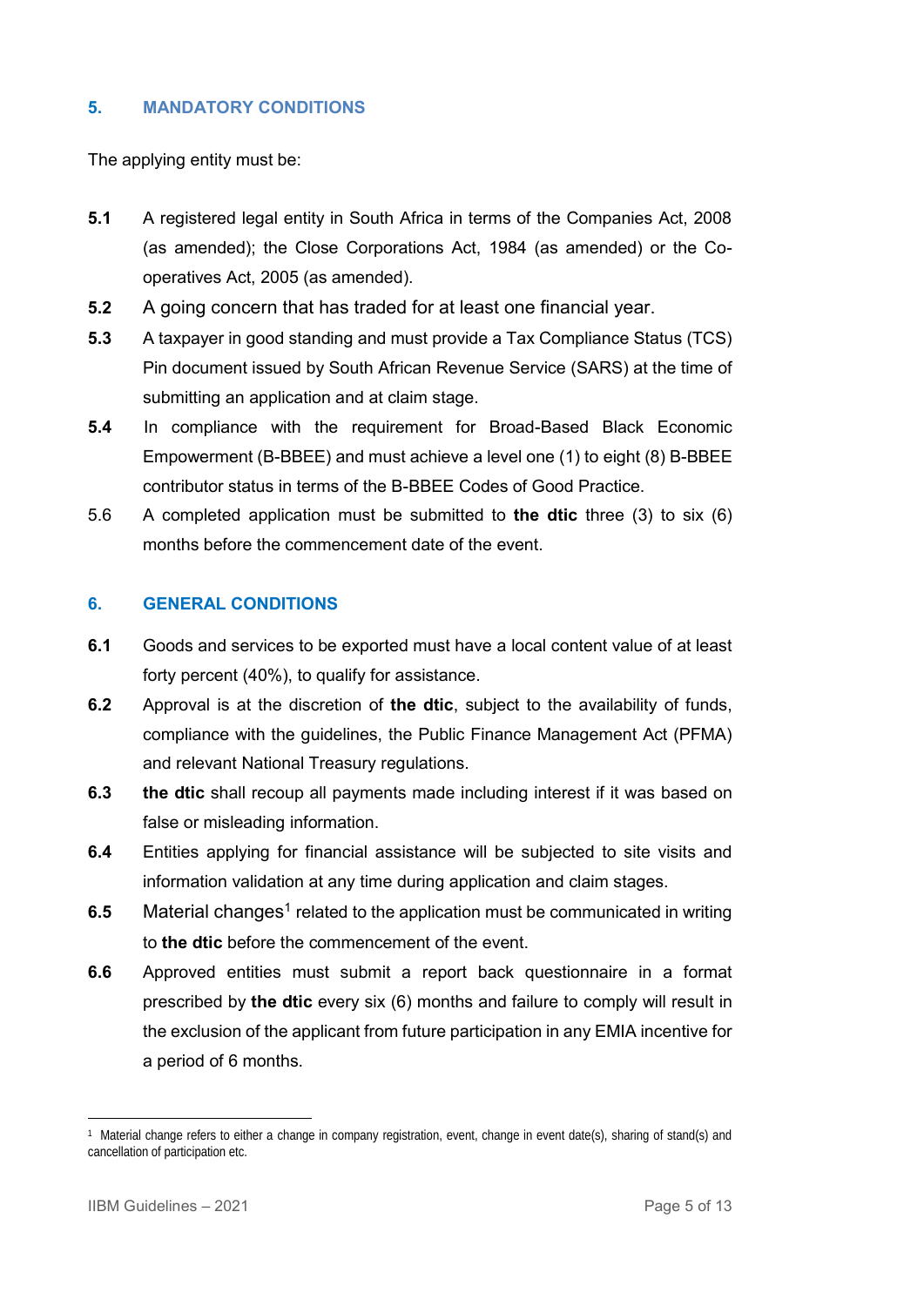## 5. MANDATORY CONDITIONS

The applying entity must be:

**5.1** A registered legal entity in South Africa in terms of the Companies Act, 2008 (as amended); the Close Corporations Act, 1984 (as amended) or the Co-operatives Act, 2005 (as amended).

**5.2** A going concern that has traded for at least one financial year.

**5.3** A taxpayer in good standing and must provide a Tax Compliance Status (TCS) Pin document issued by South African Revenue Service (SARS) at the time of submitting an application and at claim stage.

**5.4** In compliance with the requirement for Broad-Based Black Economic Empowerment (B-BBEE) and must achieve a level one (1) to eight (8) B-BBEE contributor status in terms of the B-BBEE Codes of Good Practice.

5.6 A completed application must be submitted to **the dtic** three (3) to six (6) months before the commencement date of the event.

## 6. GENERAL CONDITIONS

**6.1** Goods and services to be exported must have a local content value of at least forty percent (40%), to qualify for assistance.

**6.2** Approval is at the discretion of **the dtic**, subject to the availability of funds, compliance with the guidelines, the Public Finance Management Act (PFMA) and relevant National Treasury regulations.

**6.3** **the dtic** shall recoup all payments made including interest if it was based on false or misleading information.

**6.4** Entities applying for financial assistance will be subjected to site visits and information validation at any time during application and claim stages.

**6.5** Material changes[1] related to the application must be communicated in writing to **the dtic** before the commencement of the event.

**6.6** Approved entities must submit a report back questionnaire in a format prescribed by **the dtic** every six (6) months and failure to comply will result in the exclusion of the applicant from future participation in any EMIA incentive for a period of 6 months.

---

[1] Material change refers to either a change in company registration, event, change in event date(s), sharing of stand(s) and cancellation of participation etc.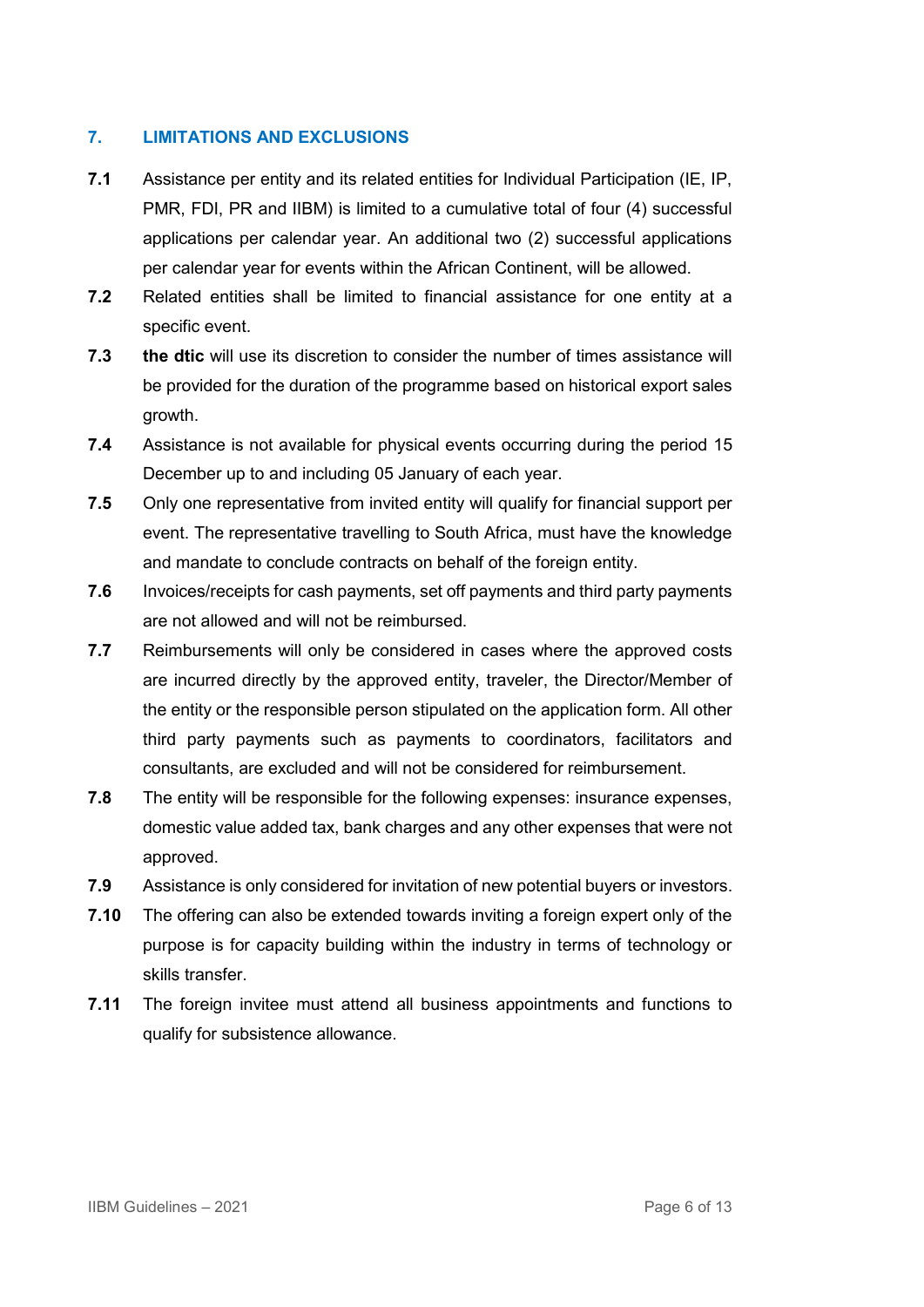## 7. LIMITATIONS AND EXCLUSIONS

**7.1** Assistance per entity and its related entities for Individual Participation (IE, IP, PMR, FDI, PR and IIBM) is limited to a cumulative total of four (4) successful applications per calendar year. An additional two (2) successful applications per calendar year for events within the African Continent, will be allowed.

**7.2** Related entities shall be limited to financial assistance for one entity at a specific event.

**7.3** **the dtic** will use its discretion to consider the number of times assistance will be provided for the duration of the programme based on historical export sales growth.

**7.4** Assistance is not available for physical events occurring during the period 15 December up to and including 05 January of each year.

**7.5** Only one representative from invited entity will qualify for financial support per event. The representative travelling to South Africa, must have the knowledge and mandate to conclude contracts on behalf of the foreign entity.

**7.6** Invoices/receipts for cash payments, set off payments and third party payments are not allowed and will not be reimbursed.

**7.7** Reimbursements will only be considered in cases where the approved costs are incurred directly by the approved entity, traveler, the Director/Member of the entity or the responsible person stipulated on the application form. All other third party payments such as payments to coordinators, facilitators and consultants, are excluded and will not be considered for reimbursement.

**7.8** The entity will be responsible for the following expenses: insurance expenses, domestic value added tax, bank charges and any other expenses that were not approved.

**7.9** Assistance is only considered for invitation of new potential buyers or investors.

**7.10** The offering can also be extended towards inviting a foreign expert only of the purpose is for capacity building within the industry in terms of technology or skills transfer.

**7.11** The foreign invitee must attend all business appointments and functions to qualify for subsistence allowance.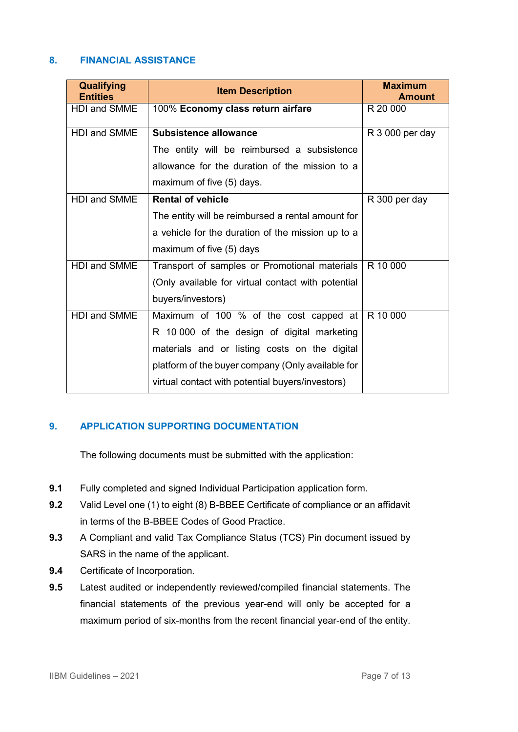## 8. FINANCIAL ASSISTANCE

| Qualifying Entities | Item Description | Maximum Amount |
|---|---|---|
| HDI and SMME | 100% **Economy class return airfare** | R 20 000 |
| HDI and SMME | **Subsistence allowance**<br>The entity will be reimbursed a subsistence allowance for the duration of the mission to a maximum of five (5) days. | R 3 000 per day |
| HDI and SMME | **Rental of vehicle**<br>The entity will be reimbursed a rental amount for a vehicle for the duration of the mission up to a maximum of five (5) days | R 300 per day |
| HDI and SMME | Transport of samples or Promotional materials (Only available for virtual contact with potential buyers/investors) | R 10 000 |
| HDI and SMME | Maximum of 100 % of the cost capped at R 10 000 of the design of digital marketing materials and or listing costs on the digital platform of the buyer company (Only available for virtual contact with potential buyers/investors) | R 10 000 |

## 9. APPLICATION SUPPORTING DOCUMENTATION

The following documents must be submitted with the application:

**9.1** Fully completed and signed Individual Participation application form.

**9.2** Valid Level one (1) to eight (8) B-BBEE Certificate of compliance or an affidavit in terms of the B-BBEE Codes of Good Practice.

**9.3** A Compliant and valid Tax Compliance Status (TCS) Pin document issued by SARS in the name of the applicant.

**9.4** Certificate of Incorporation.

**9.5** Latest audited or independently reviewed/compiled financial statements. The financial statements of the previous year-end will only be accepted for a maximum period of six-months from the recent financial year-end of the entity.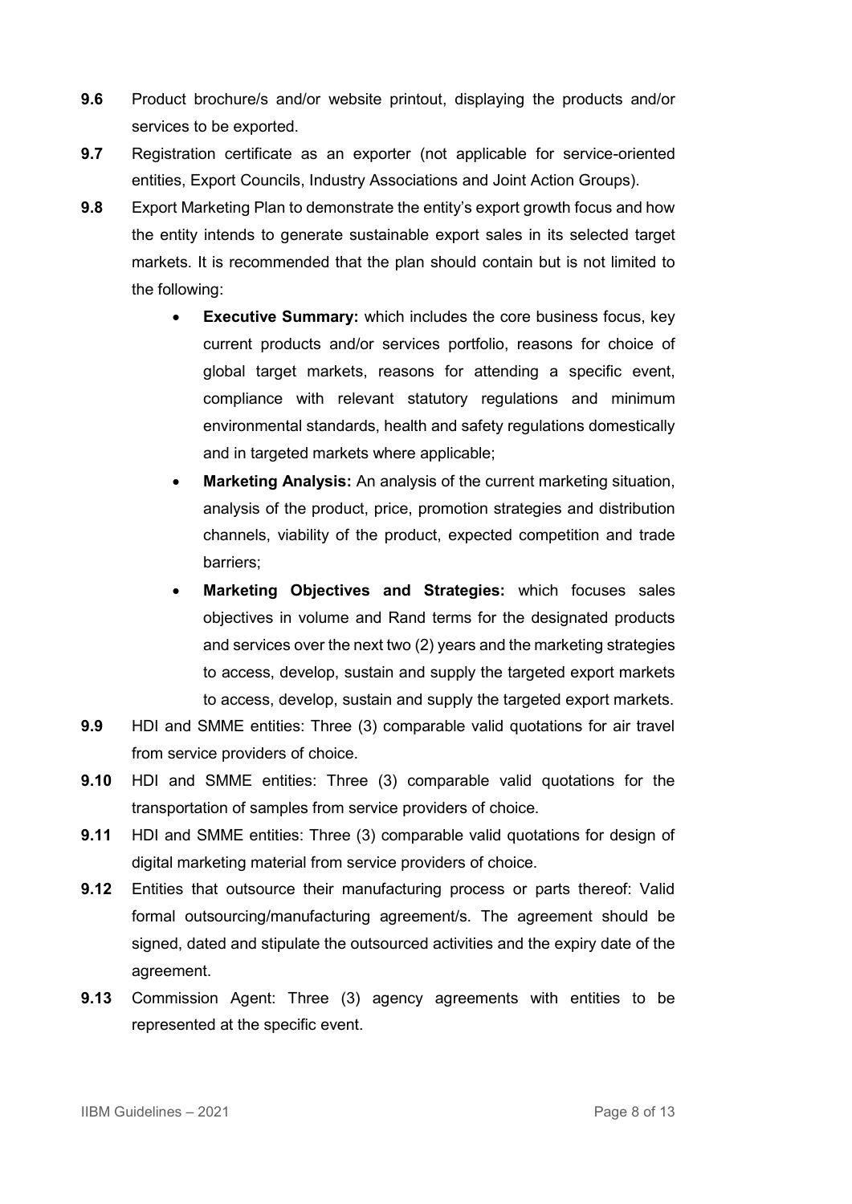**9.6** Product brochure/s and/or website printout, displaying the products and/or services to be exported.

**9.7** Registration certificate as an exporter (not applicable for service-oriented entities, Export Councils, Industry Associations and Joint Action Groups).

**9.8** Export Marketing Plan to demonstrate the entity's export growth focus and how the entity intends to generate sustainable export sales in its selected target markets. It is recommended that the plan should contain but is not limited to the following:

- **Executive Summary:** which includes the core business focus, key current products and/or services portfolio, reasons for choice of global target markets, reasons for attending a specific event, compliance with relevant statutory regulations and minimum environmental standards, health and safety regulations domestically and in targeted markets where applicable;
- **Marketing Analysis:** An analysis of the current marketing situation, analysis of the product, price, promotion strategies and distribution channels, viability of the product, expected competition and trade barriers;
- **Marketing Objectives and Strategies:** which focuses sales objectives in volume and Rand terms for the designated products and services over the next two (2) years and the marketing strategies to access, develop, sustain and supply the targeted export markets to access, develop, sustain and supply the targeted export markets.

**9.9** HDI and SMME entities: Three (3) comparable valid quotations for air travel from service providers of choice.

**9.10** HDI and SMME entities: Three (3) comparable valid quotations for the transportation of samples from service providers of choice.

**9.11** HDI and SMME entities: Three (3) comparable valid quotations for design of digital marketing material from service providers of choice.

**9.12** Entities that outsource their manufacturing process or parts thereof: Valid formal outsourcing/manufacturing agreement/s. The agreement should be signed, dated and stipulate the outsourced activities and the expiry date of the agreement.

**9.13** Commission Agent: Three (3) agency agreements with entities to be represented at the specific event.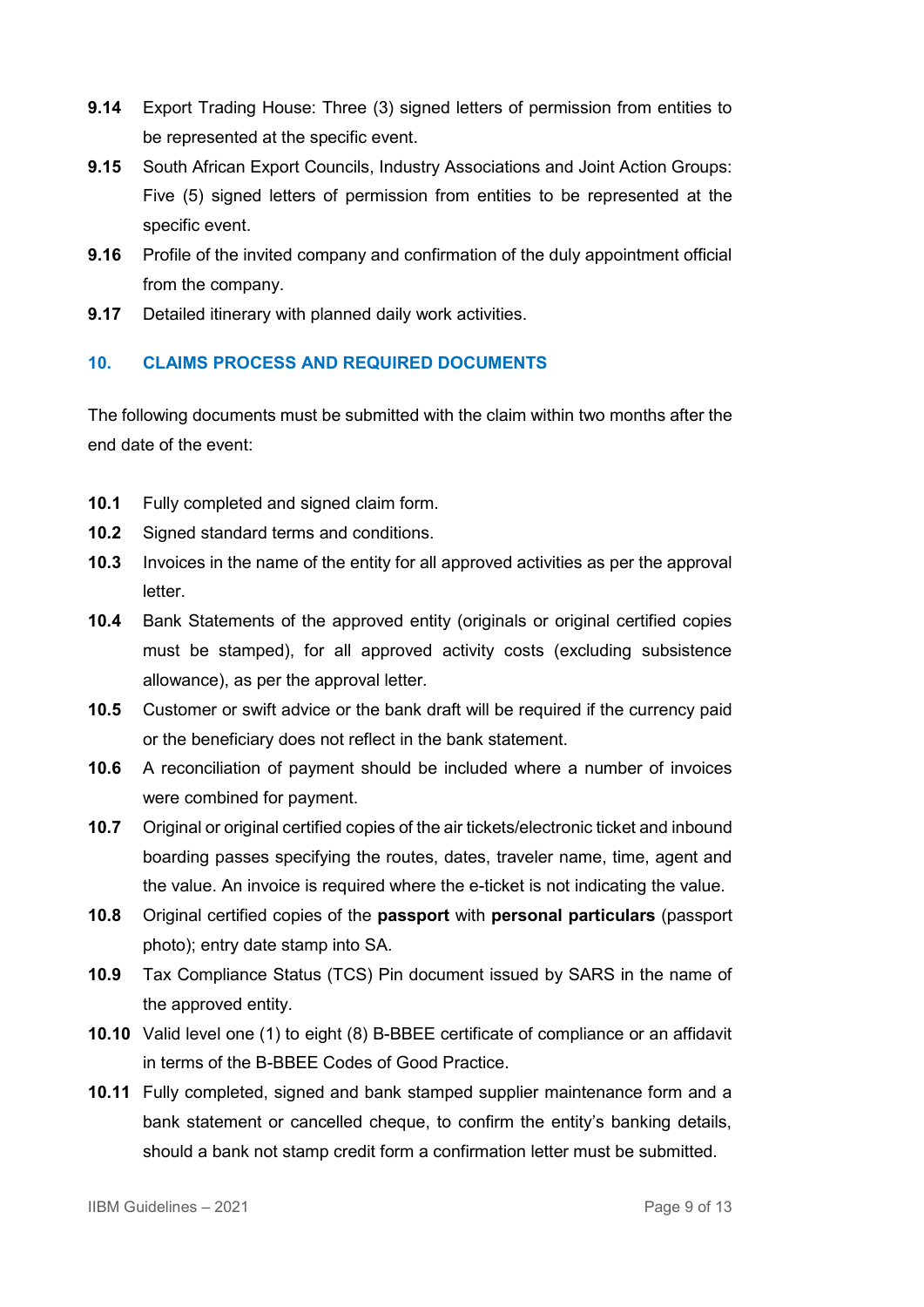**9.14** Export Trading House: Three (3) signed letters of permission from entities to be represented at the specific event.

**9.15** South African Export Councils, Industry Associations and Joint Action Groups: Five (5) signed letters of permission from entities to be represented at the specific event.

**9.16** Profile of the invited company and confirmation of the duly appointment official from the company.

**9.17** Detailed itinerary with planned daily work activities.

## 10. CLAIMS PROCESS AND REQUIRED DOCUMENTS

The following documents must be submitted with the claim within two months after the end date of the event:

**10.1** Fully completed and signed claim form.

**10.2** Signed standard terms and conditions.

**10.3** Invoices in the name of the entity for all approved activities as per the approval letter.

**10.4** Bank Statements of the approved entity (originals or original certified copies must be stamped), for all approved activity costs (excluding subsistence allowance), as per the approval letter.

**10.5** Customer or swift advice or the bank draft will be required if the currency paid or the beneficiary does not reflect in the bank statement.

**10.6** A reconciliation of payment should be included where a number of invoices were combined for payment.

**10.7** Original or original certified copies of the air tickets/electronic ticket and inbound boarding passes specifying the routes, dates, traveler name, time, agent and the value. An invoice is required where the e-ticket is not indicating the value.

**10.8** Original certified copies of the **passport** with **personal particulars** (passport photo); entry date stamp into SA.

**10.9** Tax Compliance Status (TCS) Pin document issued by SARS in the name of the approved entity.

**10.10** Valid level one (1) to eight (8) B-BBEE certificate of compliance or an affidavit in terms of the B-BBEE Codes of Good Practice.

**10.11** Fully completed, signed and bank stamped supplier maintenance form and a bank statement or cancelled cheque, to confirm the entity's banking details, should a bank not stamp credit form a confirmation letter must be submitted.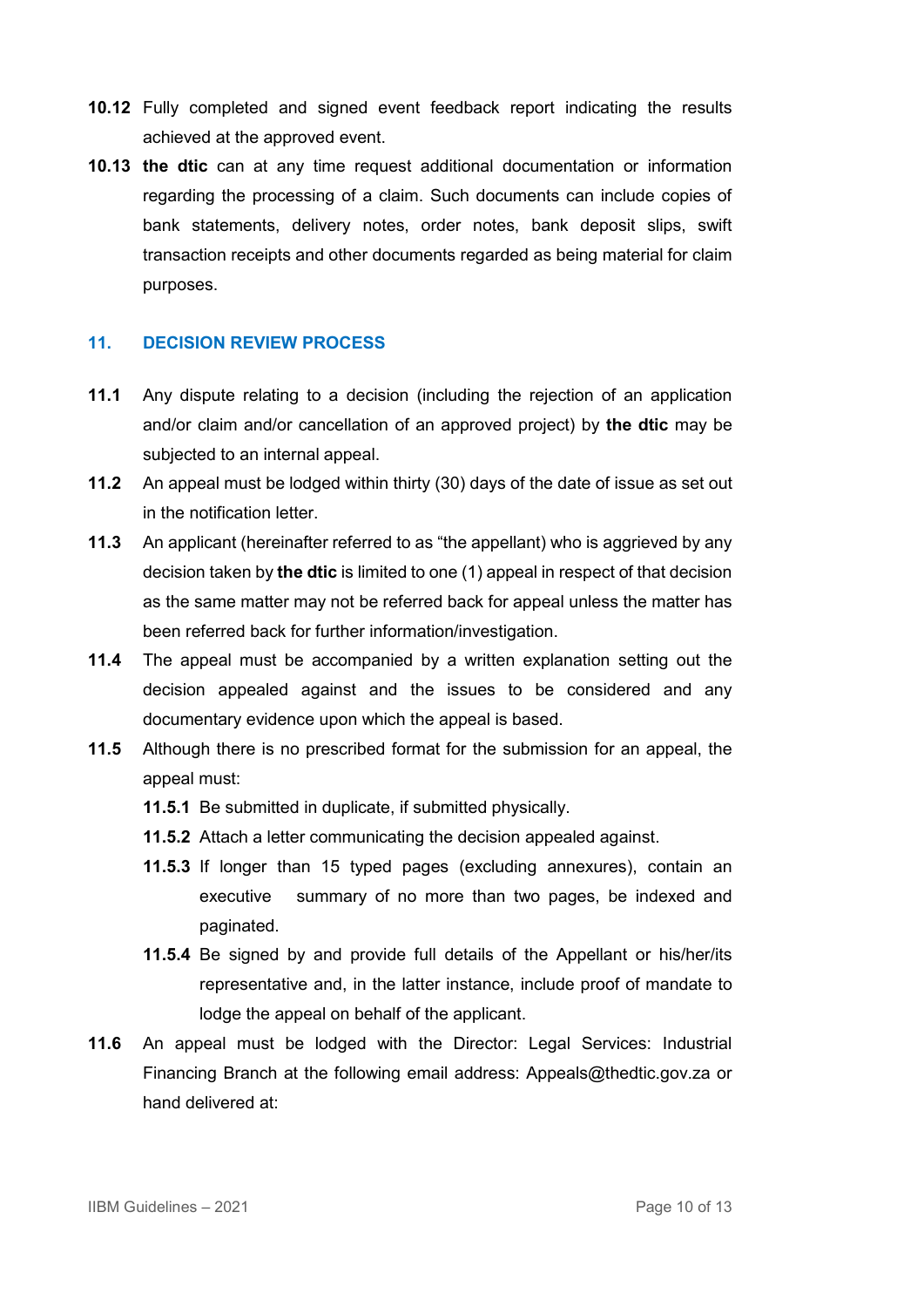**10.12** Fully completed and signed event feedback report indicating the results achieved at the approved event.

**10.13** **the dtic** can at any time request additional documentation or information regarding the processing of a claim. Such documents can include copies of bank statements, delivery notes, order notes, bank deposit slips, swift transaction receipts and other documents regarded as being material for claim purposes.

## 11. DECISION REVIEW PROCESS

**11.1** Any dispute relating to a decision (including the rejection of an application and/or claim and/or cancellation of an approved project) by **the dtic** may be subjected to an internal appeal.

**11.2** An appeal must be lodged within thirty (30) days of the date of issue as set out in the notification letter.

**11.3** An applicant (hereinafter referred to as "the appellant) who is aggrieved by any decision taken by **the dtic** is limited to one (1) appeal in respect of that decision as the same matter may not be referred back for appeal unless the matter has been referred back for further information/investigation.

**11.4** The appeal must be accompanied by a written explanation setting out the decision appealed against and the issues to be considered and any documentary evidence upon which the appeal is based.

**11.5** Although there is no prescribed format for the submission for an appeal, the appeal must:

- **11.5.1** Be submitted in duplicate, if submitted physically.
- **11.5.2** Attach a letter communicating the decision appealed against.
- **11.5.3** If longer than 15 typed pages (excluding annexures), contain an executive summary of no more than two pages, be indexed and paginated.
- **11.5.4** Be signed by and provide full details of the Appellant or his/her/its representative and, in the latter instance, include proof of mandate to lodge the appeal on behalf of the applicant.

**11.6** An appeal must be lodged with the Director: Legal Services: Industrial Financing Branch at the following email address: Appeals@thedtic.gov.za or hand delivered at: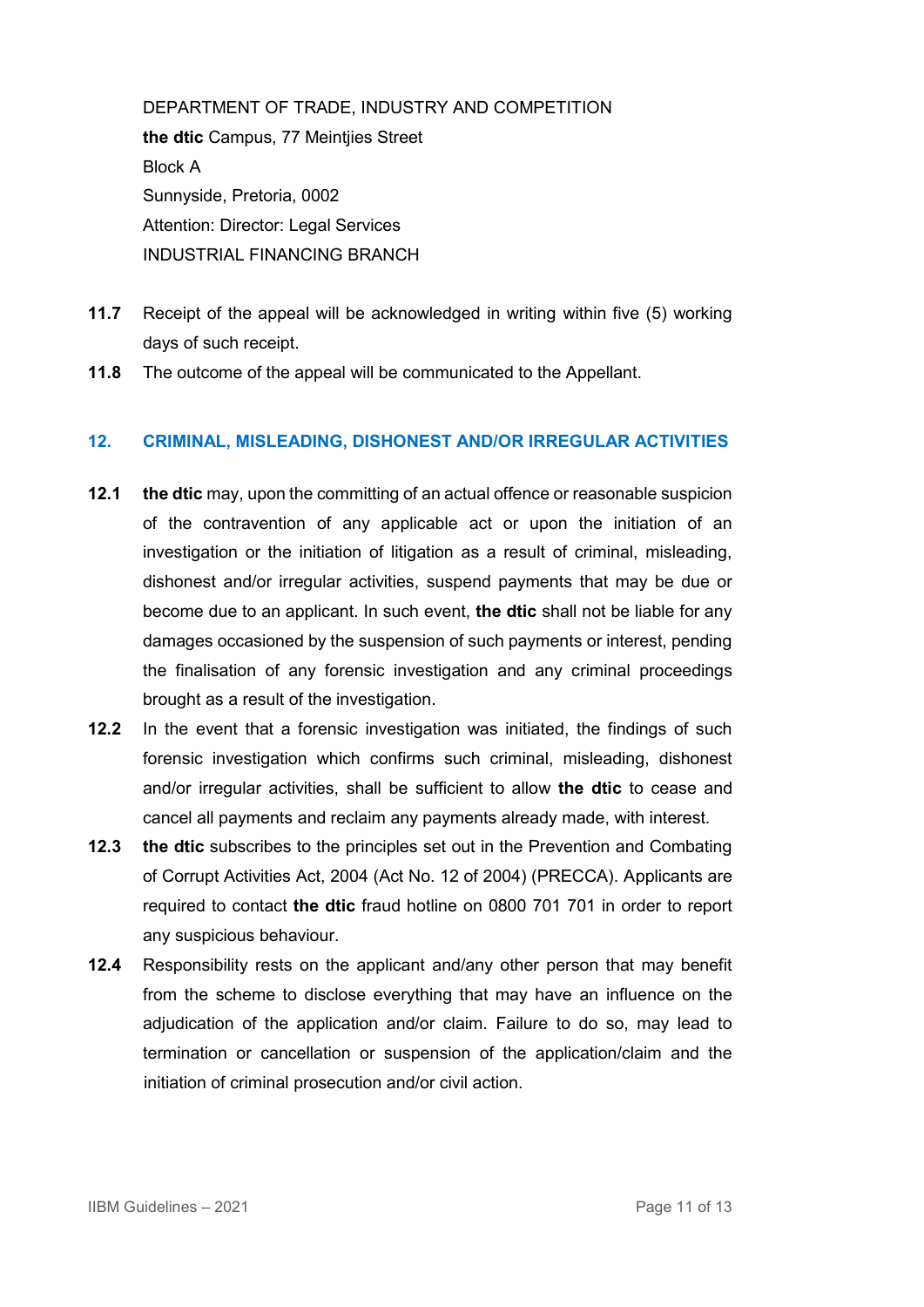DEPARTMENT OF TRADE, INDUSTRY AND COMPETITION
**the dtic** Campus, 77 Meintjies Street
Block A
Sunnyside, Pretoria, 0002
Attention: Director: Legal Services
INDUSTRIAL FINANCING BRANCH

**11.7** Receipt of the appeal will be acknowledged in writing within five (5) working days of such receipt.

**11.8** The outcome of the appeal will be communicated to the Appellant.

## 12. CRIMINAL, MISLEADING, DISHONEST AND/OR IRREGULAR ACTIVITIES

**12.1** **the dtic** may, upon the committing of an actual offence or reasonable suspicion of the contravention of any applicable act or upon the initiation of an investigation or the initiation of litigation as a result of criminal, misleading, dishonest and/or irregular activities, suspend payments that may be due or become due to an applicant. In such event, **the dtic** shall not be liable for any damages occasioned by the suspension of such payments or interest, pending the finalisation of any forensic investigation and any criminal proceedings brought as a result of the investigation.

**12.2** In the event that a forensic investigation was initiated, the findings of such forensic investigation which confirms such criminal, misleading, dishonest and/or irregular activities, shall be sufficient to allow **the dtic** to cease and cancel all payments and reclaim any payments already made, with interest.

**12.3** **the dtic** subscribes to the principles set out in the Prevention and Combating of Corrupt Activities Act, 2004 (Act No. 12 of 2004) (PRECCA). Applicants are required to contact **the dtic** fraud hotline on 0800 701 701 in order to report any suspicious behaviour.

**12.4** Responsibility rests on the applicant and/any other person that may benefit from the scheme to disclose everything that may have an influence on the adjudication of the application and/or claim. Failure to do so, may lead to termination or cancellation or suspension of the application/claim and the initiation of criminal prosecution and/or civil action.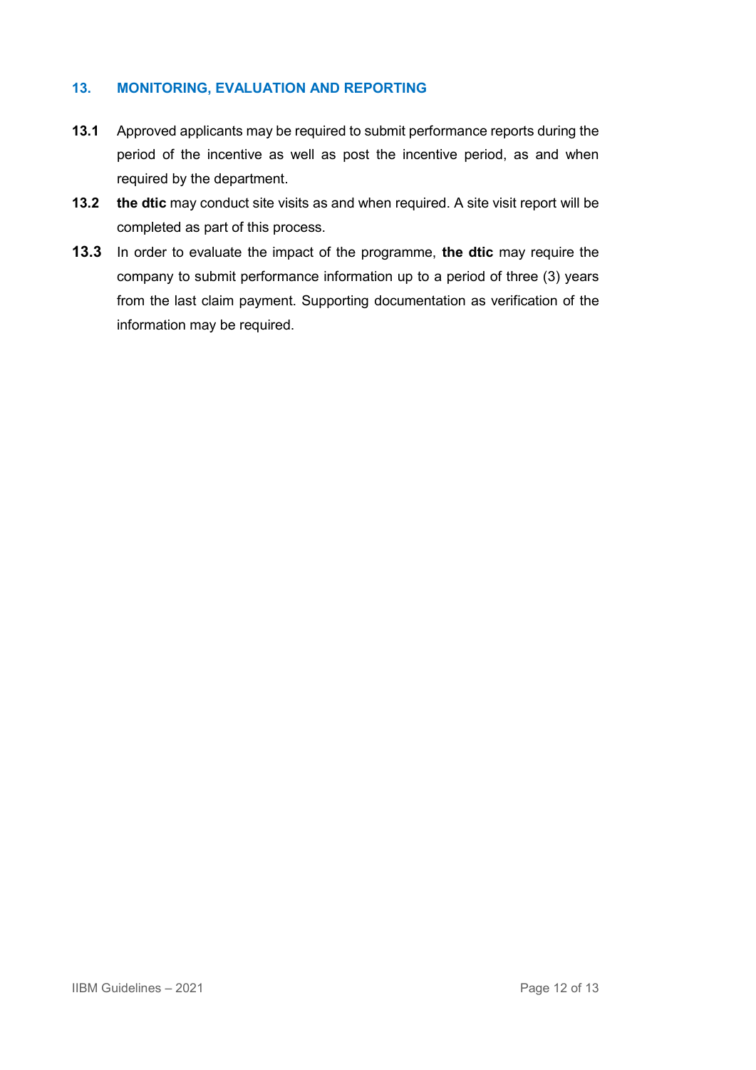## 13. MONITORING, EVALUATION AND REPORTING

**13.1** Approved applicants may be required to submit performance reports during the period of the incentive as well as post the incentive period, as and when required by the department.

**13.2** **the dtic** may conduct site visits as and when required. A site visit report will be completed as part of this process.

**13.3** In order to evaluate the impact of the programme, **the dtic** may require the company to submit performance information up to a period of three (3) years from the last claim payment. Supporting documentation as verification of the information may be required.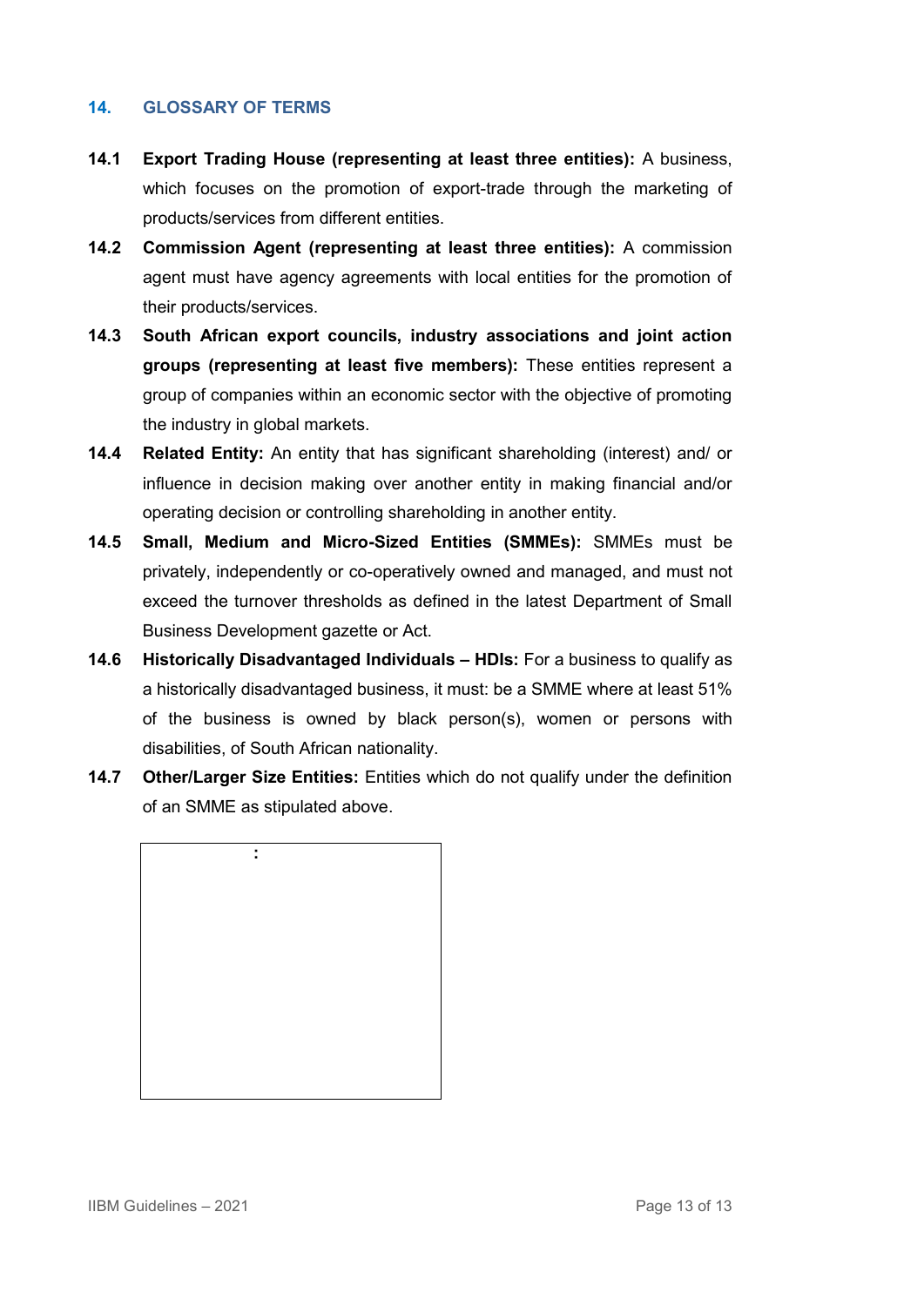## 14. GLOSSARY OF TERMS

**14.1 Export Trading House (representing at least three entities):** A business, which focuses on the promotion of export-trade through the marketing of products/services from different entities.

**14.2 Commission Agent (representing at least three entities):** A commission agent must have agency agreements with local entities for the promotion of their products/services.

**14.3 South African export councils, industry associations and joint action groups (representing at least five members):** These entities represent a group of companies within an economic sector with the objective of promoting the industry in global markets.

**14.4 Related Entity:** An entity that has significant shareholding (interest) and/ or influence in decision making over another entity in making financial and/or operating decision or controlling shareholding in another entity.

**14.5 Small, Medium and Micro-Sized Entities (SMMEs):** SMMEs must be privately, independently or co-operatively owned and managed, and must not exceed the turnover thresholds as defined in the latest Department of Small Business Development gazette or Act.

**14.6 Historically Disadvantaged Individuals – HDIs:** For a business to qualify as a historically disadvantaged business, it must: be a SMME where at least 51% of the business is owned by black person(s), women or persons with disabilities, of South African nationality.

**14.7 Other/Larger Size Entities:** Entities which do not qualify under the definition of an SMME as stipulated above.

: